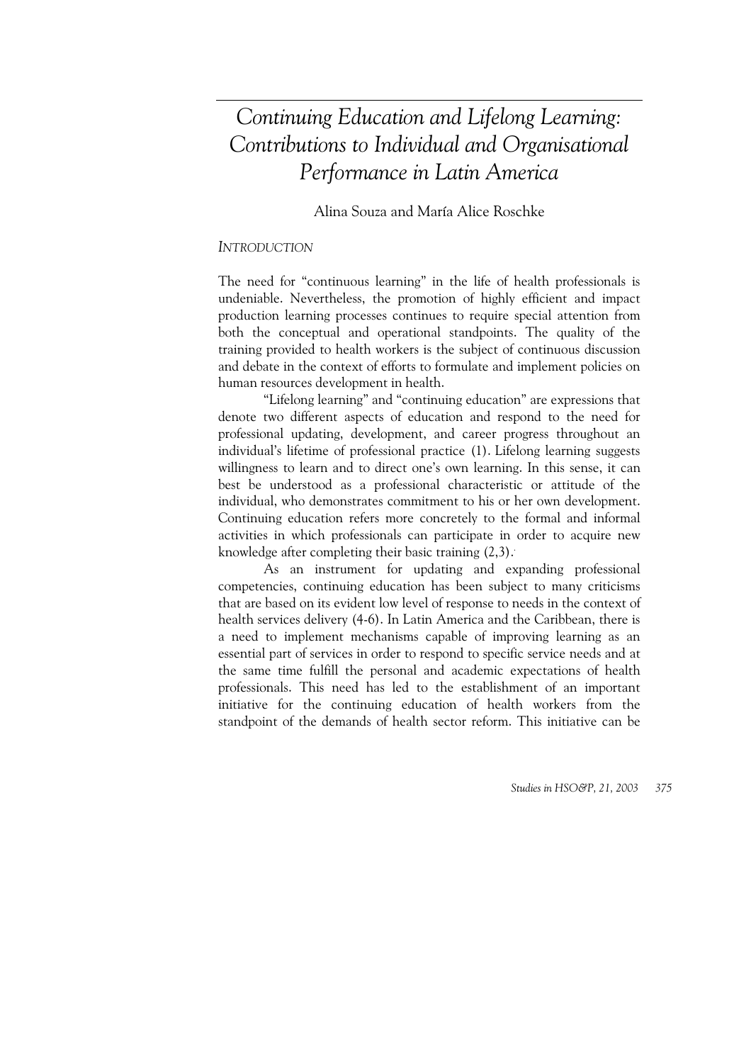# Continuing Education and Lifelong Learning: Contributions to Individual and Organisational Performance in Latin America

Alina Souza and María Alice Roschke

## INTRODUCTION

The need for "continuous learning" in the life of health professionals is undeniable. Nevertheless, the promotion of highly efficient and impact production learning processes continues to require special attention from both the conceptual and operational standpoints. The quality of the training provided to health workers is the subject of continuous discussion and debate in the context of efforts to formulate and implement policies on human resources development in health.

"Lifelong learning" and "continuing education" are expressions that denote two different aspects of education and respond to the need for professional updating, development, and career progress throughout an individual's lifetime of professional practice (1). Lifelong learning suggests willingness to learn and to direct one's own learning. In this sense, it can best be understood as a professional characteristic or attitude of the individual, who demonstrates commitment to his or her own development. Continuing education refers more concretely to the formal and informal activities in which professionals can participate in order to acquire new knowledge after completing their basic training (2,3).

As an instrument for updating and expanding professional competencies, continuing education has been subject to many criticisms that are based on its evident low level of response to needs in the context of health services delivery (4-6). In Latin America and the Caribbean, there is a need to implement mechanisms capable of improving learning as an essential part of services in order to respond to specific service needs and at the same time fulfill the personal and academic expectations of health professionals. This need has led to the establishment of an important initiative for the continuing education of health workers from the standpoint of the demands of health sector reform. This initiative can be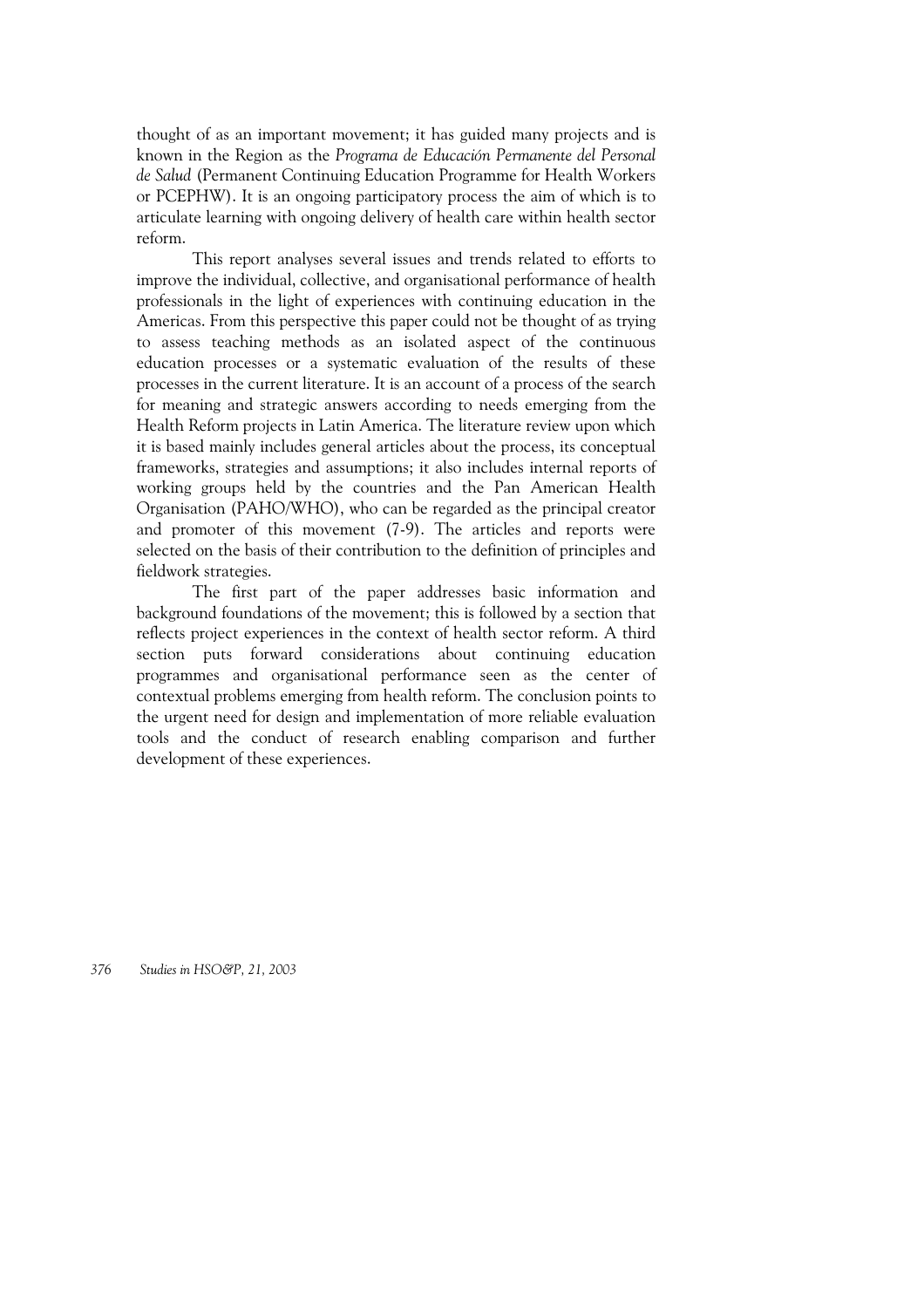thought of as an important movement; it has guided many projects and is known in the Region as the *Programa de Educación Permanente del Personal de Salud* (Permanent Continuing Education Programme for Health Workers or PCEPHW). It is an ongoing participatory process the aim of which is to articulate learning with ongoing delivery of health care within health sector reform.

This report analyses several issues and trends related to efforts to improve the individual, collective, and organisational performance of health professionals in the light of experiences with continuing education in the Americas. From this perspective this paper could not be thought of as trying to assess teaching methods as an isolated aspect of the continuous education processes or a systematic evaluation of the results of these processes in the current literature. It is an account of a process of the search for meaning and strategic answers according to needs emerging from the Health Reform projects in Latin America. The literature review upon which it is based mainly includes general articles about the process, its conceptual frameworks, strategies and assumptions; it also includes internal reports of working groups held by the countries and the Pan American Health Organisation (PAHO/WHO), who can be regarded as the principal creator and promoter of this movement (7-9). The articles and reports were selected on the basis of their contribution to the definition of principles and fieldwork strategies.

The first part of the paper addresses basic information and background foundations of the movement; this is followed by a section that reflects project experiences in the context of health sector reform. A third section puts forward considerations about continuing education programmes and organisational performance seen as the center of contextual problems emerging from health reform. The conclusion points to the urgent need for design and implementation of more reliable evaluation tools and the conduct of research enabling comparison and further development of these experiences.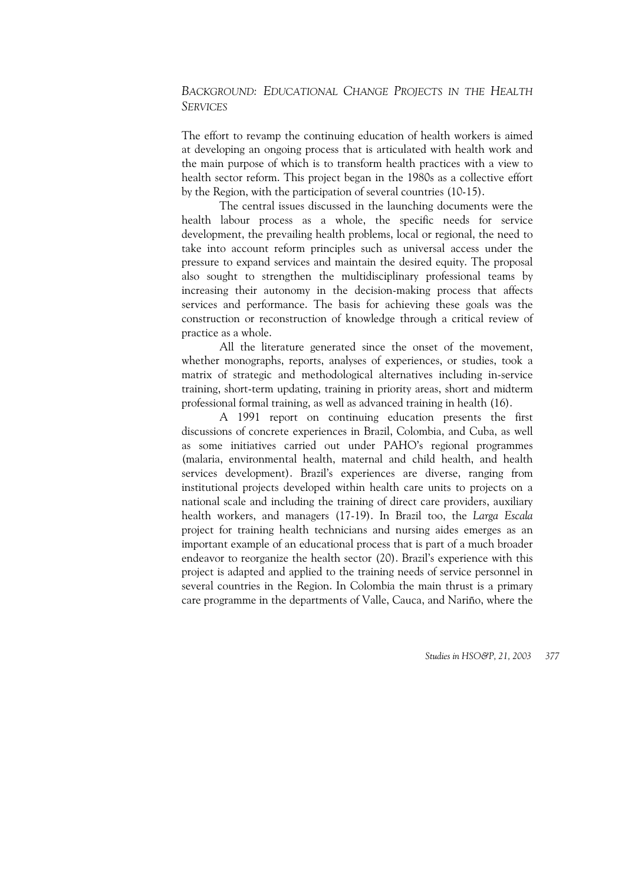## *Background: Educational Change Projects in the Health Services*

The effort to revamp the continuing education of health workers is aimed at developing an ongoing process that is articulated with health work and the main purpose of which is to transform health practices with a view to health sector reform. This project began in the 1980s as a collective effort by the Region, with the participation of several countries (10-15).

The central issues discussed in the launching documents were the health labour process as a whole, the specific needs for service development, the prevailing health problems, local or regional, the need to take into account reform principles such as universal access under the pressure to expand services and maintain the desired equity. The proposal also sought to strengthen the multidisciplinary professional teams by increasing their autonomy in the decision-making process that affects services and performance. The basis for achieving these goals was the construction or reconstruction of knowledge through a critical review of practice as a whole.

All the literature generated since the onset of the movement, whether monographs, reports, analyses of experiences, or studies, took a matrix of strategic and methodological alternatives including in-service training, short-term updating, training in priority areas, short and midterm professional formal training, as well as advanced training in health (16).

A 1991 report on continuing education presents the first discussions of concrete experiences in Brazil, Colombia, and Cuba, as well as some initiatives carried out under PAHO's regional programmes (malaria, environmental health, maternal and child health, and health services development). Brazil's experiences are diverse, ranging from institutional projects developed within health care units to projects on a national scale and including the training of direct care providers, auxiliary health workers, and managers (17-19). In Brazil too, the *Larga Escala* project for training health technicians and nursing aides emerges as an important example of an educational process that is part of a much broader endeavor to reorganize the health sector (20). Brazil's experience with this project is adapted and applied to the training needs of service personnel in several countries in the Region. In Colombia the main thrust is a primary care programme in the departments of Valle, Cauca, and Nariño, where the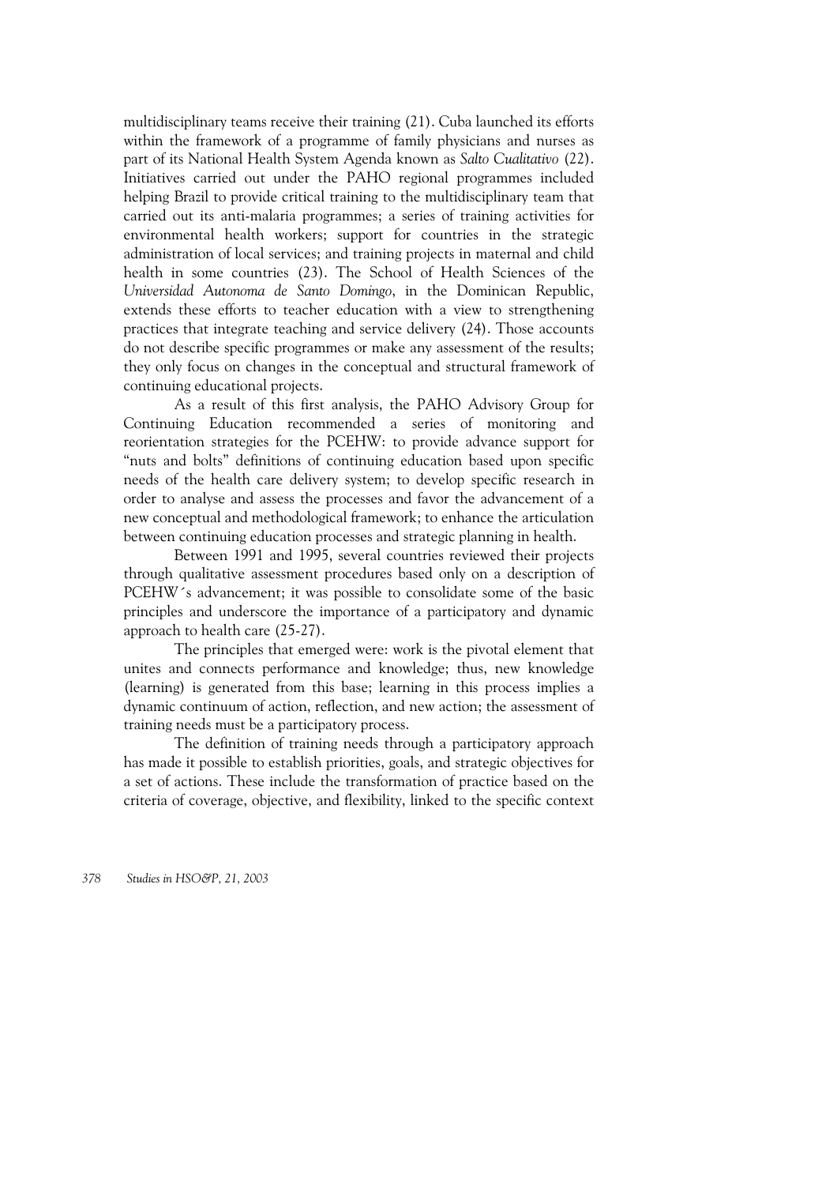multidisciplinary teams receive their training (21). Cuba launched its efforts within the framework of a programme of family physicians and nurses as part of its National Health System Agenda known as *Salto Cualitativo* (22). Initiatives carried out under the PAHO regional programmes included helping Brazil to provide critical training to the multidisciplinary team that carried out its anti-malaria programmes; a series of training activities for environmental health workers; support for countries in the strategic administration of local services; and training projects in maternal and child health in some countries (23). The School of Health Sciences of the *Universidad Autonoma de Santo Domingo*, in the Dominican Republic, extends these efforts to teacher education with a view to strengthening practices that integrate teaching and service delivery (24). Those accounts do not describe specific programmes or make any assessment of the results; they only focus on changes in the conceptual and structural framework of continuing educational projects.

As a result of this first analysis, the PAHO Advisory Group for Continuing Education recommended a series of monitoring and reorientation strategies for the PCEHW: to provide advance support for "nuts and bolts" definitions of continuing education based upon specific needs of the health care delivery system; to develop specific research in order to analyse and assess the processes and favor the advancement of a new conceptual and methodological framework; to enhance the articulation between continuing education processes and strategic planning in health.

Between 1991 and 1995, several countries reviewed their projects through qualitative assessment procedures based only on a description of PCEHW´s advancement; it was possible to consolidate some of the basic principles and underscore the importance of a participatory and dynamic approach to health care (25-27).

The principles that emerged were: work is the pivotal element that unites and connects performance and knowledge; thus, new knowledge (learning) is generated from this base; learning in this process implies a dynamic continuum of action, reflection, and new action; the assessment of training needs must be a participatory process.

The definition of training needs through a participatory approach has made it possible to establish priorities, goals, and strategic objectives for a set of actions. These include the transformation of practice based on the criteria of coverage, objective, and flexibility, linked to the specific context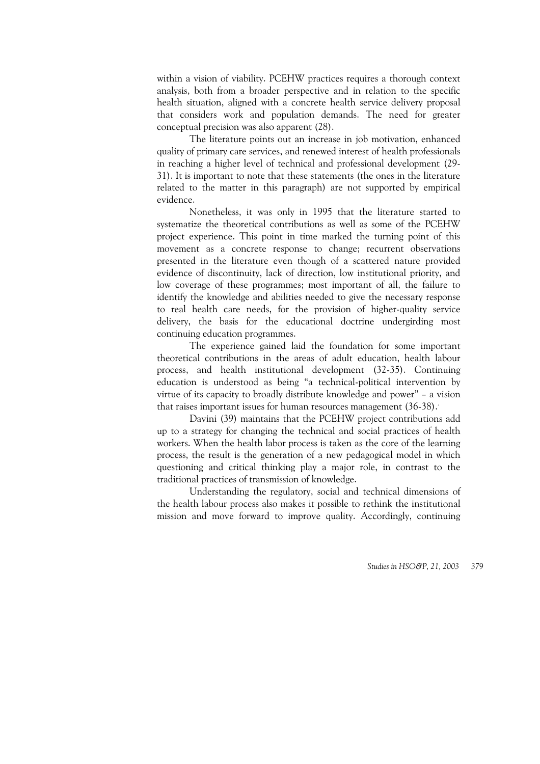within a vision of viability. PCEHW practices requires a thorough context analysis, both from a broader perspective and in relation to the specific health situation, aligned with a concrete health service delivery proposal that considers work and population demands. The need for greater conceptual precision was also apparent (28).

The literature points out an increase in job motivation, enhanced quality of primary care services, and renewed interest of health professionals in reaching a higher level of technical and professional development (29-31). It is important to note that these statements (the ones in the literature related to the matter in this paragraph) are not supported by empirical evidence.

Nonetheless, it was only in 1995 that the literature started to systematize the theoretical contributions as well as some of the PCEHW project experience. This point in time marked the turning point of this movement as a concrete response to change; recurrent observations presented in the literature even though of a scattered nature provided evidence of discontinuity, lack of direction, low institutional priority, and low coverage of these programmes; most important of all, the failure to identify the knowledge and abilities needed to give the necessary response to real health care needs, for the provision of higher-quality service delivery, the basis for the educational doctrine undergirding most continuing education programmes.

The experience gained laid the foundation for some important theoretical contributions in the areas of adult education, health labour process, and health institutional development (32-35). Continuing education is understood as being "a technical-political intervention by virtue of its capacity to broadly distribute knowledge and power" – a vision that raises important issues for human resources management (36-38).

Davini (39) maintains that the PCEHW project contributions add up to a strategy for changing the technical and social practices of health workers. When the health labor process is taken as the core of the learning process, the result is the generation of a new pedagogical model in which questioning and critical thinking play a major role, in contrast to the traditional practices of transmission of knowledge.

Understanding the regulatory, social and technical dimensions of the health labour process also makes it possible to rethink the institutional mission and move forward to improve quality. Accordingly, continuing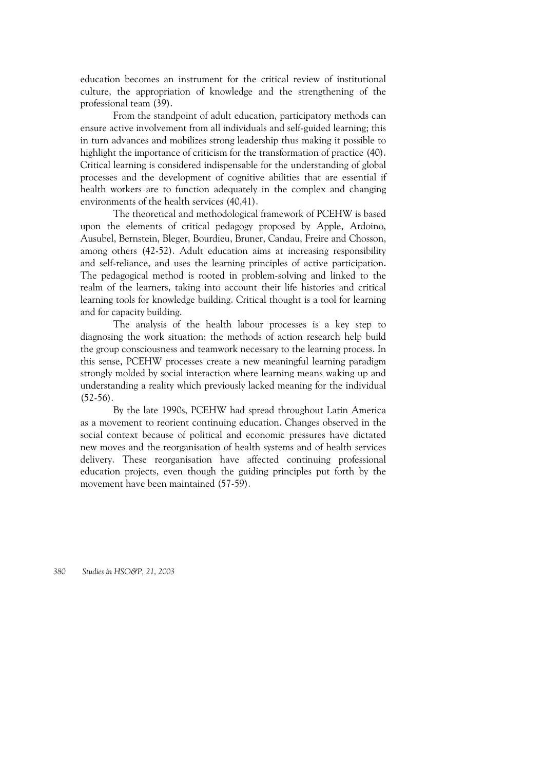education becomes an instrument for the critical review of institutional culture, the appropriation of knowledge and the strengthening of the professional team (39).

From the standpoint of adult education, participatory methods can ensure active involvement from all individuals and self-guided learning; this in turn advances and mobilizes strong leadership thus making it possible to highlight the importance of criticism for the transformation of practice (40). Critical learning is considered indispensable for the understanding of global processes and the development of cognitive abilities that are essential if health workers are to function adequately in the complex and changing environments of the health services (40,41).

The theoretical and methodological framework of PCEHW is based upon the elements of critical pedagogy proposed by Apple, Ardoino, Ausubel, Bernstein, Bleger, Bourdieu, Bruner, Candau, Freire and Chosson, among others (42-52). Adult education aims at increasing responsibility and self-reliance, and uses the learning principles of active participation. The pedagogical method is rooted in problem-solving and linked to the realm of the learners, taking into account their life histories and critical learning tools for knowledge building. Critical thought is a tool for learning and for capacity building.

The analysis of the health labour processes is a key step to diagnosing the work situation; the methods of action research help build the group consciousness and teamwork necessary to the learning process. In this sense, PCEHW processes create a new meaningful learning paradigm strongly molded by social interaction where learning means waking up and understanding a reality which previously lacked meaning for the individual (52-56).

By the late 1990s, PCEHW had spread throughout Latin America as a movement to reorient continuing education. Changes observed in the social context because of political and economic pressures have dictated new moves and the reorganisation of health systems and of health services delivery. These reorganisation have affected continuing professional education projects, even though the guiding principles put forth by the movement have been maintained (57-59).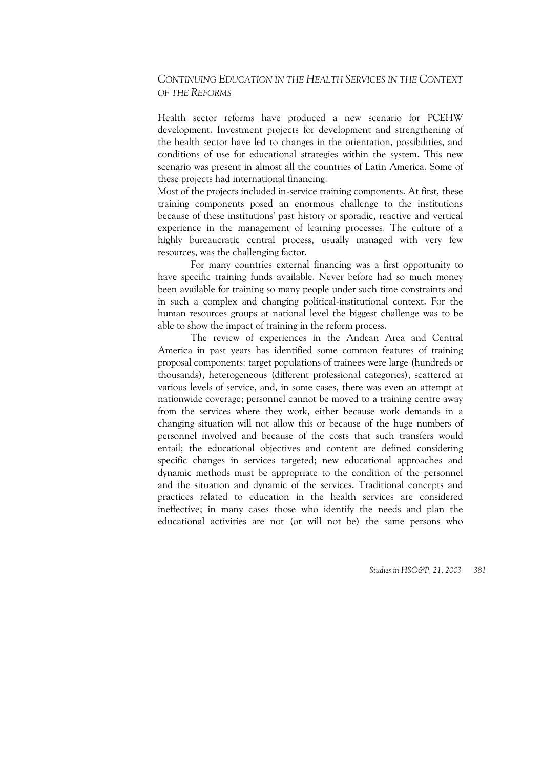## *Continuing Education in the Health Services in the Context of the Reforms*

Health sector reforms have produced a new scenario for PCEHW development. Investment projects for development and strengthening of the health sector have led to changes in the orientation, possibilities, and conditions of use for educational strategies within the system. This new scenario was present in almost all the countries of Latin America. Some of these projects had international financing.

Most of the projects included in-service training components. At first, these training components posed an enormous challenge to the institutions because of these institutions' past history or sporadic, reactive and vertical experience in the management of learning processes. The culture of a highly bureaucratic central process, usually managed with very few resources, was the challenging factor.

For many countries external financing was a first opportunity to have specific training funds available. Never before had so much money been available for training so many people under such time constraints and in such a complex and changing political-institutional context. For the human resources groups at national level the biggest challenge was to be able to show the impact of training in the reform process.

The review of experiences in the Andean Area and Central America in past years has identified some common features of training proposal components: target populations of trainees were large (hundreds or thousands), heterogeneous (different professional categories), scattered at various levels of service, and, in some cases, there was even an attempt at nationwide coverage; personnel cannot be moved to a training centre away from the services where they work, either because work demands in a changing situation will not allow this or because of the huge numbers of personnel involved and because of the costs that such transfers would entail; the educational objectives and content are defined considering specific changes in services targeted; new educational approaches and dynamic methods must be appropriate to the condition of the personnel and the situation and dynamic of the services. Traditional concepts and practices related to education in the health services are considered ineffective; in many cases those who identify the needs and plan the educational activities are not (or will not be) the same persons who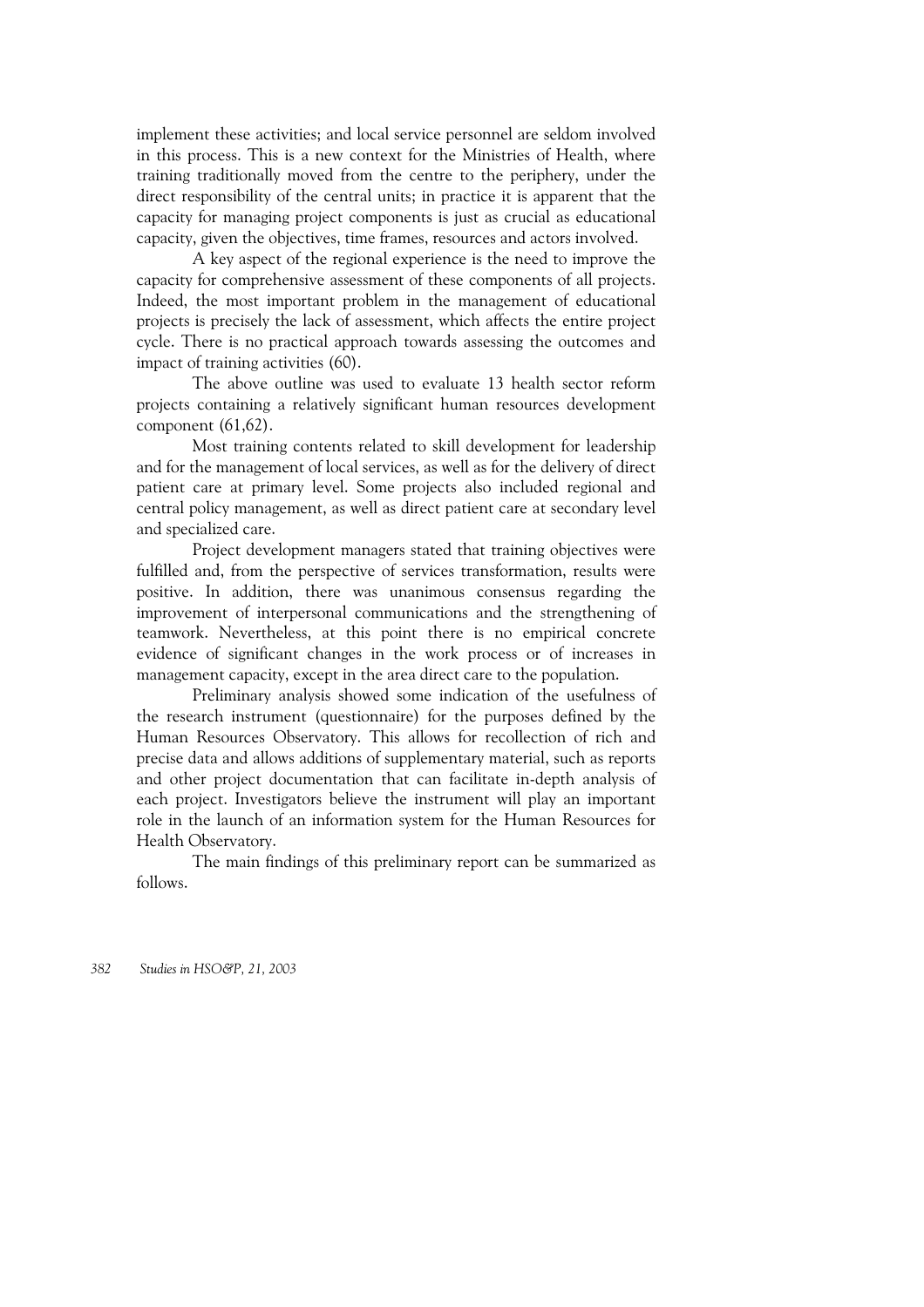implement these activities; and local service personnel are seldom involved in this process. This is a new context for the Ministries of Health, where training traditionally moved from the centre to the periphery, under the direct responsibility of the central units; in practice it is apparent that the capacity for managing project components is just as crucial as educational capacity, given the objectives, time frames, resources and actors involved.

A key aspect of the regional experience is the need to improve the capacity for comprehensive assessment of these components of all projects. Indeed, the most important problem in the management of educational projects is precisely the lack of assessment, which affects the entire project cycle. There is no practical approach towards assessing the outcomes and impact of training activities (60).

The above outline was used to evaluate 13 health sector reform projects containing a relatively significant human resources development component (61,62).

Most training contents related to skill development for leadership and for the management of local services, as well as for the delivery of direct patient care at primary level. Some projects also included regional and central policy management, as well as direct patient care at secondary level and specialized care.

Project development managers stated that training objectives were fulfilled and, from the perspective of services transformation, results were positive. In addition, there was unanimous consensus regarding the improvement of interpersonal communications and the strengthening of teamwork. Nevertheless, at this point there is no empirical concrete evidence of significant changes in the work process or of increases in management capacity, except in the area direct care to the population.

Preliminary analysis showed some indication of the usefulness of the research instrument (questionnaire) for the purposes defined by the Human Resources Observatory. This allows for recollection of rich and precise data and allows additions of supplementary material, such as reports and other project documentation that can facilitate in-depth analysis of each project. Investigators believe the instrument will play an important role in the launch of an information system for the Human Resources for Health Observatory.

The main findings of this preliminary report can be summarized as follows.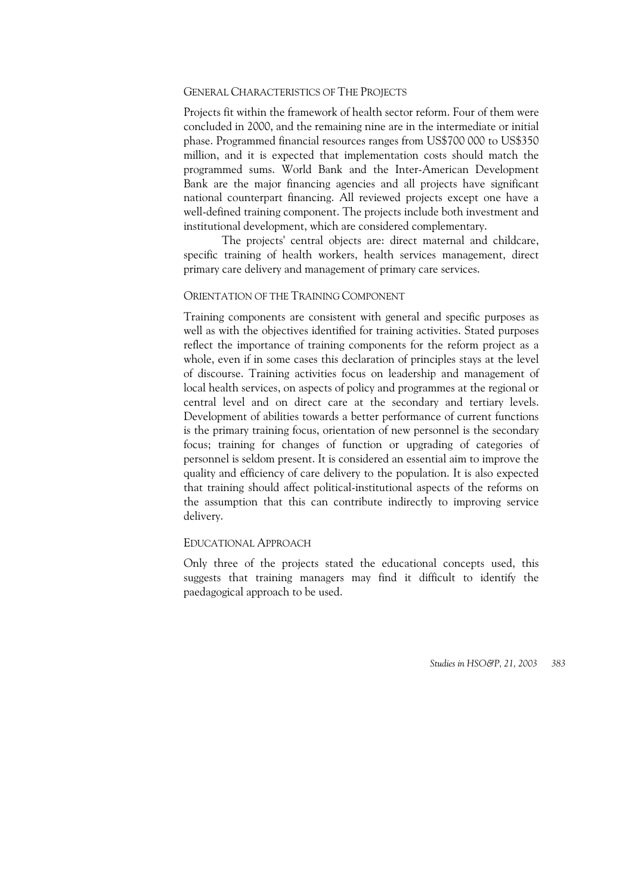### General Characteristics of The Projects

Projects fit within the framework of health sector reform. Four of them were concluded in 2000, and the remaining nine are in the intermediate or initial phase. Programmed financial resources ranges from US$700 000 to US$350 million, and it is expected that implementation costs should match the programmed sums. World Bank and the Inter-American Development Bank are the major financing agencies and all projects have significant national counterpart financing. All reviewed projects except one have a well-defined training component. The projects include both investment and institutional development, which are considered complementary.

The projects' central objects are: direct maternal and childcare, specific training of health workers, health services management, direct primary care delivery and management of primary care services.

### Orientation of the Training Component

Training components are consistent with general and specific purposes as well as with the objectives identified for training activities. Stated purposes reflect the importance of training components for the reform project as a whole, even if in some cases this declaration of principles stays at the level of discourse. Training activities focus on leadership and management of local health services, on aspects of policy and programmes at the regional or central level and on direct care at the secondary and tertiary levels. Development of abilities towards a better performance of current functions is the primary training focus, orientation of new personnel is the secondary focus; training for changes of function or upgrading of categories of personnel is seldom present. It is considered an essential aim to improve the quality and efficiency of care delivery to the population. It is also expected that training should affect political-institutional aspects of the reforms on the assumption that this can contribute indirectly to improving service delivery.

### Educational Approach

Only three of the projects stated the educational concepts used, this suggests that training managers may find it difficult to identify the paedagogical approach to be used.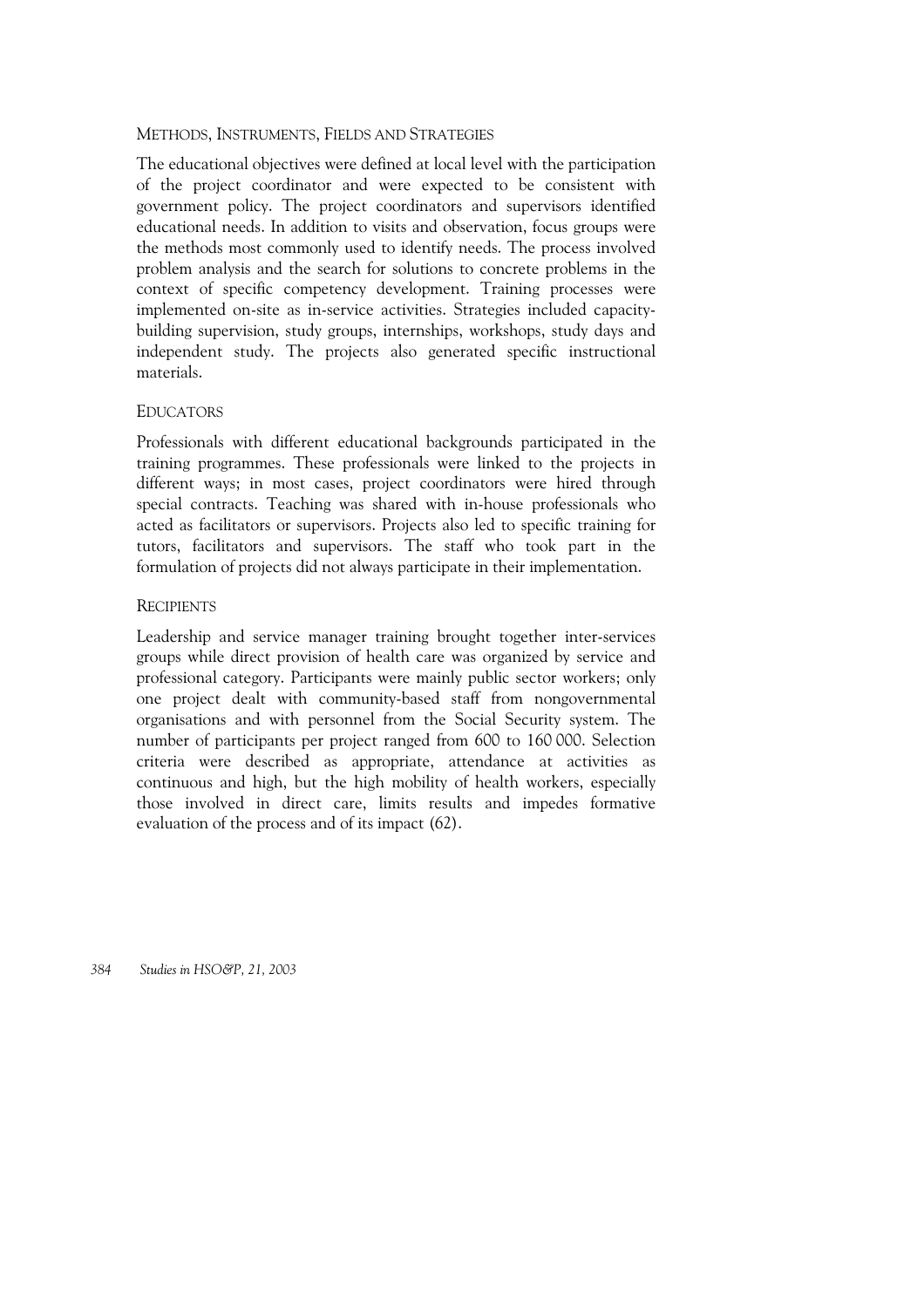### Methods, Instruments, Fields and Strategies

The educational objectives were defined at local level with the participation of the project coordinator and were expected to be consistent with government policy. The project coordinators and supervisors identified educational needs. In addition to visits and observation, focus groups were the methods most commonly used to identify needs. The process involved problem analysis and the search for solutions to concrete problems in the context of specific competency development. Training processes were implemented on-site as in-service activities. Strategies included capacity-building supervision, study groups, internships, workshops, study days and independent study. The projects also generated specific instructional materials.

### Educators

Professionals with different educational backgrounds participated in the training programmes. These professionals were linked to the projects in different ways; in most cases, project coordinators were hired through special contracts. Teaching was shared with in-house professionals who acted as facilitators or supervisors. Projects also led to specific training for tutors, facilitators and supervisors. The staff who took part in the formulation of projects did not always participate in their implementation.

### Recipients

Leadership and service manager training brought together inter-services groups while direct provision of health care was organized by service and professional category. Participants were mainly public sector workers; only one project dealt with community-based staff from nongovernmental organisations and with personnel from the Social Security system. The number of participants per project ranged from 600 to 160 000. Selection criteria were described as appropriate, attendance at activities as continuous and high, but the high mobility of health workers, especially those involved in direct care, limits results and impedes formative evaluation of the process and of its impact (62).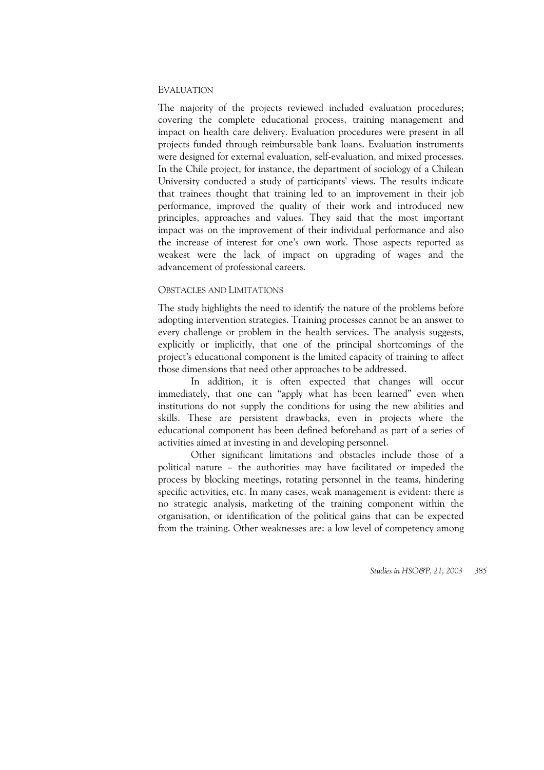## Evaluation

The majority of the projects reviewed included evaluation procedures; covering the complete educational process, training management and impact on health care delivery. Evaluation procedures were present in all projects funded through reimbursable bank loans. Evaluation instruments were designed for external evaluation, self-evaluation, and mixed processes. In the Chile project, for instance, the department of sociology of a Chilean University conducted a study of participants' views. The results indicate that trainees thought that training led to an improvement in their job performance, improved the quality of their work and introduced new principles, approaches and values. They said that the most important impact was on the improvement of their individual performance and also the increase of interest for one's own work. Those aspects reported as weakest were the lack of impact on upgrading of wages and the advancement of professional careers.

## Obstacles and Limitations

The study highlights the need to identify the nature of the problems before adopting intervention strategies. Training processes cannot be an answer to every challenge or problem in the health services. The analysis suggests, explicitly or implicitly, that one of the principal shortcomings of the project's educational component is the limited capacity of training to affect those dimensions that need other approaches to be addressed.

In addition, it is often expected that changes will occur immediately, that one can "apply what has been learned" even when institutions do not supply the conditions for using the new abilities and skills. These are persistent drawbacks, even in projects where the educational component has been defined beforehand as part of a series of activities aimed at investing in and developing personnel.

Other significant limitations and obstacles include those of a political nature – the authorities may have facilitated or impeded the process by blocking meetings, rotating personnel in the teams, hindering specific activities, etc. In many cases, weak management is evident: there is no strategic analysis, marketing of the training component within the organisation, or identification of the political gains that can be expected from the training. Other weaknesses are: a low level of competency among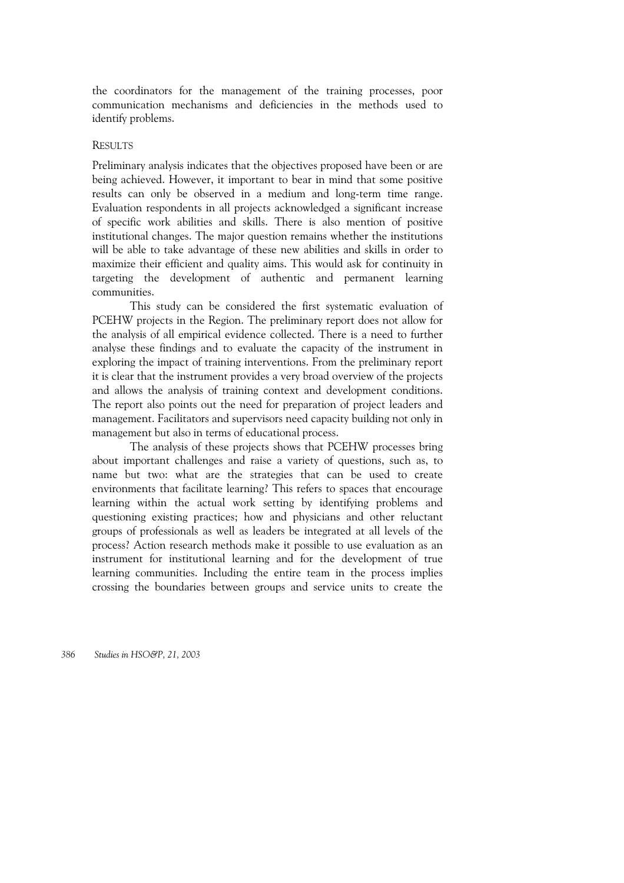the coordinators for the management of the training processes, poor communication mechanisms and deficiencies in the methods used to identify problems.

## RESULTS

Preliminary analysis indicates that the objectives proposed have been or are being achieved. However, it important to bear in mind that some positive results can only be observed in a medium and long-term time range. Evaluation respondents in all projects acknowledged a significant increase of specific work abilities and skills. There is also mention of positive institutional changes. The major question remains whether the institutions will be able to take advantage of these new abilities and skills in order to maximize their efficient and quality aims. This would ask for continuity in targeting the development of authentic and permanent learning communities.

This study can be considered the first systematic evaluation of PCEHW projects in the Region. The preliminary report does not allow for the analysis of all empirical evidence collected. There is a need to further analyse these findings and to evaluate the capacity of the instrument in exploring the impact of training interventions. From the preliminary report it is clear that the instrument provides a very broad overview of the projects and allows the analysis of training context and development conditions. The report also points out the need for preparation of project leaders and management. Facilitators and supervisors need capacity building not only in management but also in terms of educational process.

The analysis of these projects shows that PCEHW processes bring about important challenges and raise a variety of questions, such as, to name but two: what are the strategies that can be used to create environments that facilitate learning? This refers to spaces that encourage learning within the actual work setting by identifying problems and questioning existing practices; how and physicians and other reluctant groups of professionals as well as leaders be integrated at all levels of the process? Action research methods make it possible to use evaluation as an instrument for institutional learning and for the development of true learning communities. Including the entire team in the process implies crossing the boundaries between groups and service units to create the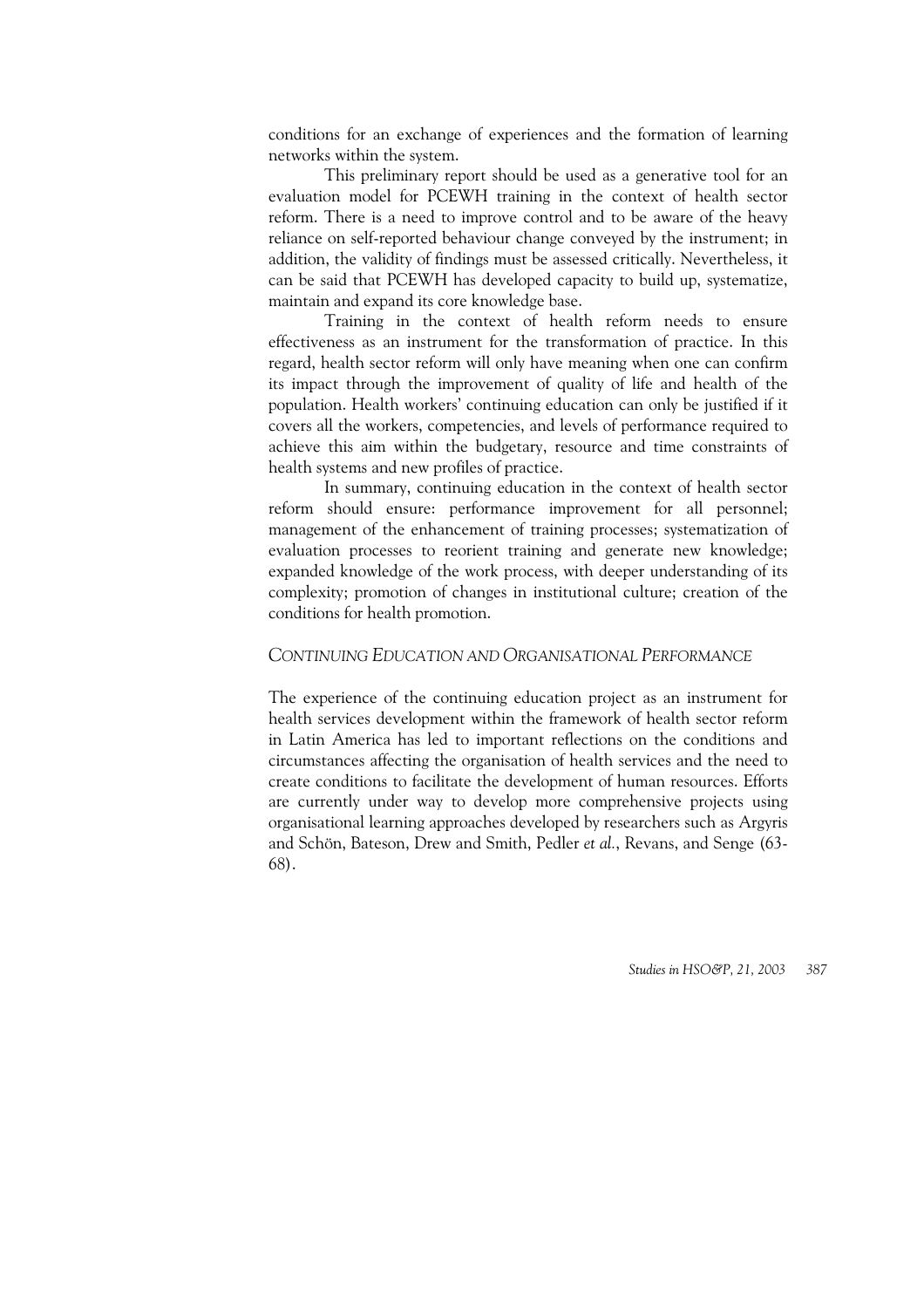conditions for an exchange of experiences and the formation of learning networks within the system.

This preliminary report should be used as a generative tool for an evaluation model for PCEWH training in the context of health sector reform. There is a need to improve control and to be aware of the heavy reliance on self-reported behaviour change conveyed by the instrument; in addition, the validity of findings must be assessed critically. Nevertheless, it can be said that PCEWH has developed capacity to build up, systematize, maintain and expand its core knowledge base.

Training in the context of health reform needs to ensure effectiveness as an instrument for the transformation of practice. In this regard, health sector reform will only have meaning when one can confirm its impact through the improvement of quality of life and health of the population. Health workers' continuing education can only be justified if it covers all the workers, competencies, and levels of performance required to achieve this aim within the budgetary, resource and time constraints of health systems and new profiles of practice.

In summary, continuing education in the context of health sector reform should ensure: performance improvement for all personnel; management of the enhancement of training processes; systematization of evaluation processes to reorient training and generate new knowledge; expanded knowledge of the work process, with deeper understanding of its complexity; promotion of changes in institutional culture; creation of the conditions for health promotion.

## *Continuing Education and Organisational Performance*

The experience of the continuing education project as an instrument for health services development within the framework of health sector reform in Latin America has led to important reflections on the conditions and circumstances affecting the organisation of health services and the need to create conditions to facilitate the development of human resources. Efforts are currently under way to develop more comprehensive projects using organisational learning approaches developed by researchers such as Argyris and Schön, Bateson, Drew and Smith, Pedler *et al.*, Revans, and Senge (63-68).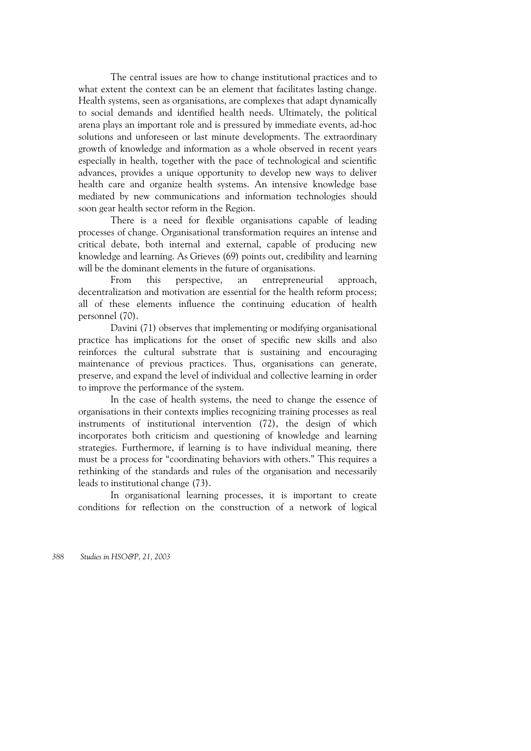The central issues are how to change institutional practices and to what extent the context can be an element that facilitates lasting change. Health systems, seen as organisations, are complexes that adapt dynamically to social demands and identified health needs. Ultimately, the political arena plays an important role and is pressured by immediate events, ad-hoc solutions and unforeseen or last minute developments. The extraordinary growth of knowledge and information as a whole observed in recent years especially in health, together with the pace of technological and scientific advances, provides a unique opportunity to develop new ways to deliver health care and organize health systems. An intensive knowledge base mediated by new communications and information technologies should soon gear health sector reform in the Region.

There is a need for flexible organisations capable of leading processes of change. Organisational transformation requires an intense and critical debate, both internal and external, capable of producing new knowledge and learning. As Grieves (69) points out, credibility and learning will be the dominant elements in the future of organisations.

From this perspective, an entrepreneurial approach, decentralization and motivation are essential for the health reform process; all of these elements influence the continuing education of health personnel (70).

Davini (71) observes that implementing or modifying organisational practice has implications for the onset of specific new skills and also reinforces the cultural substrate that is sustaining and encouraging maintenance of previous practices. Thus, organisations can generate, preserve, and expand the level of individual and collective learning in order to improve the performance of the system.

In the case of health systems, the need to change the essence of organisations in their contexts implies recognizing training processes as real instruments of institutional intervention (72), the design of which incorporates both criticism and questioning of knowledge and learning strategies. Furthermore, if learning is to have individual meaning, there must be a process for "coordinating behaviors with others." This requires a rethinking of the standards and rules of the organisation and necessarily leads to institutional change (73).

In organisational learning processes, it is important to create conditions for reflection on the construction of a network of logical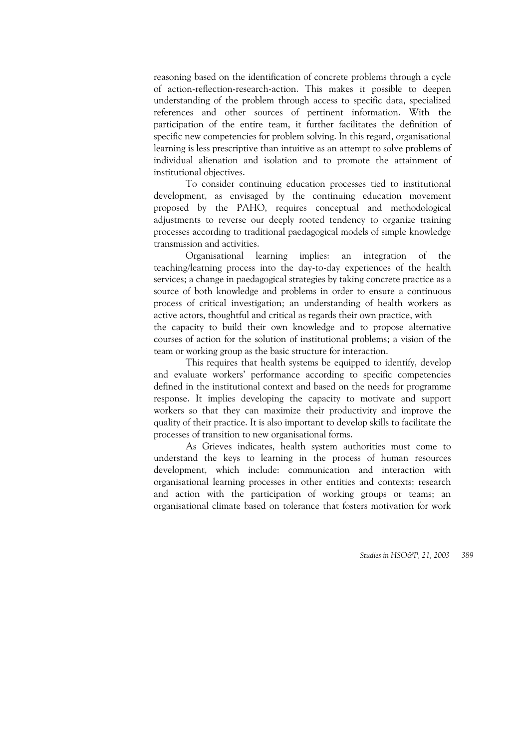reasoning based on the identification of concrete problems through a cycle of action-reflection-research-action. This makes it possible to deepen understanding of the problem through access to specific data, specialized references and other sources of pertinent information. With the participation of the entire team, it further facilitates the definition of specific new competencies for problem solving. In this regard, organisational learning is less prescriptive than intuitive as an attempt to solve problems of individual alienation and isolation and to promote the attainment of institutional objectives.

To consider continuing education processes tied to institutional development, as envisaged by the continuing education movement proposed by the PAHO, requires conceptual and methodological adjustments to reverse our deeply rooted tendency to organize training processes according to traditional paedagogical models of simple knowledge transmission and activities.

Organisational learning implies: an integration of the teaching/learning process into the day-to-day experiences of the health services; a change in paedagogical strategies by taking concrete practice as a source of both knowledge and problems in order to ensure a continuous process of critical investigation; an understanding of health workers as active actors, thoughtful and critical as regards their own practice, with the capacity to build their own knowledge and to propose alternative courses of action for the solution of institutional problems; a vision of the team or working group as the basic structure for interaction.

This requires that health systems be equipped to identify, develop and evaluate workers' performance according to specific competencies defined in the institutional context and based on the needs for programme response. It implies developing the capacity to motivate and support workers so that they can maximize their productivity and improve the quality of their practice. It is also important to develop skills to facilitate the processes of transition to new organisational forms.

As Grieves indicates, health system authorities must come to understand the keys to learning in the process of human resources development, which include: communication and interaction with organisational learning processes in other entities and contexts; research and action with the participation of working groups or teams; an organisational climate based on tolerance that fosters motivation for work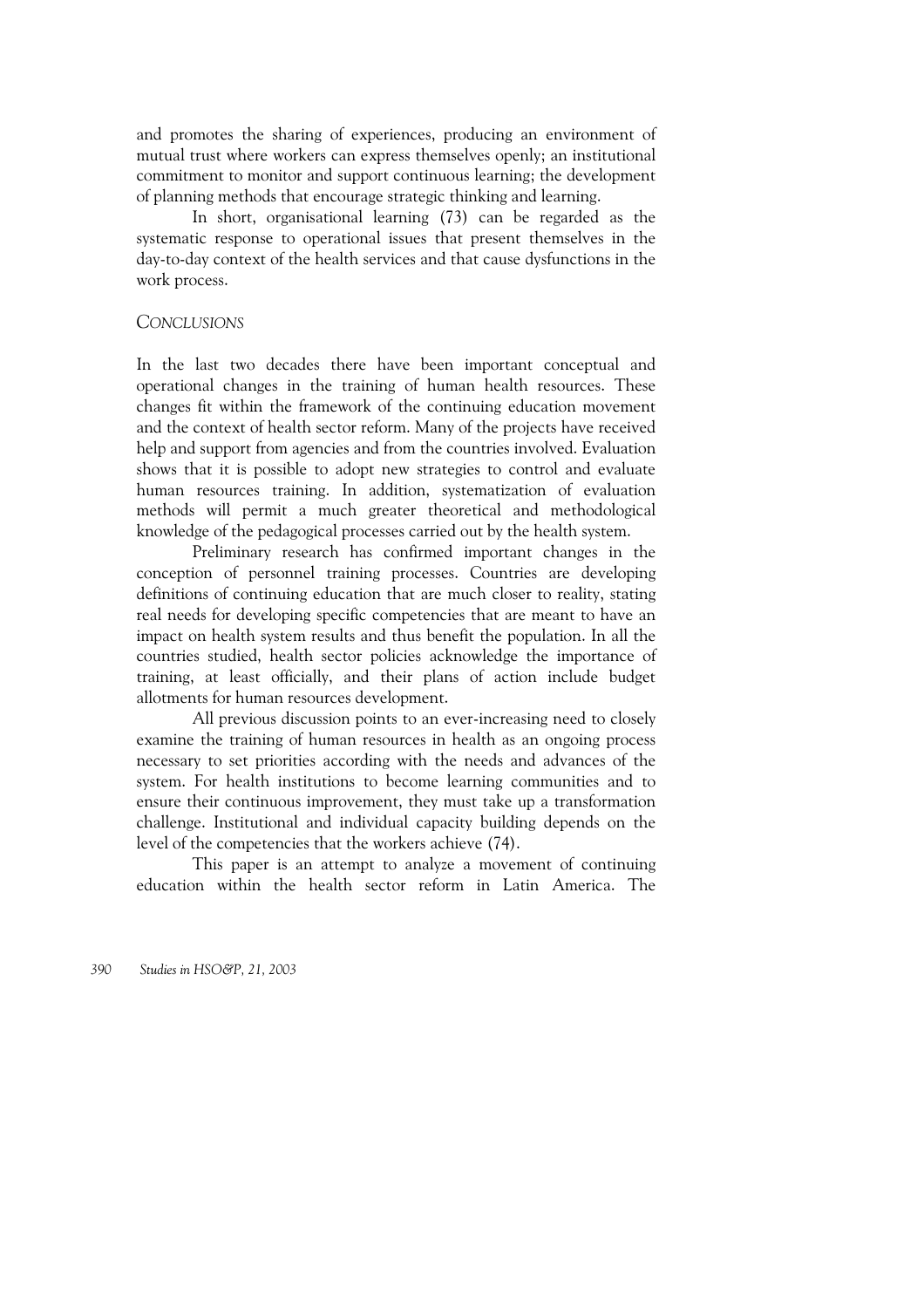and promotes the sharing of experiences, producing an environment of mutual trust where workers can express themselves openly; an institutional commitment to monitor and support continuous learning; the development of planning methods that encourage strategic thinking and learning.

In short, organisational learning (73) can be regarded as the systematic response to operational issues that present themselves in the day-to-day context of the health services and that cause dysfunctions in the work process.

## *CONCLUSIONS*

In the last two decades there have been important conceptual and operational changes in the training of human health resources. These changes fit within the framework of the continuing education movement and the context of health sector reform. Many of the projects have received help and support from agencies and from the countries involved. Evaluation shows that it is possible to adopt new strategies to control and evaluate human resources training. In addition, systematization of evaluation methods will permit a much greater theoretical and methodological knowledge of the pedagogical processes carried out by the health system.

Preliminary research has confirmed important changes in the conception of personnel training processes. Countries are developing definitions of continuing education that are much closer to reality, stating real needs for developing specific competencies that are meant to have an impact on health system results and thus benefit the population. In all the countries studied, health sector policies acknowledge the importance of training, at least officially, and their plans of action include budget allotments for human resources development.

All previous discussion points to an ever-increasing need to closely examine the training of human resources in health as an ongoing process necessary to set priorities according with the needs and advances of the system. For health institutions to become learning communities and to ensure their continuous improvement, they must take up a transformation challenge. Institutional and individual capacity building depends on the level of the competencies that the workers achieve (74).

This paper is an attempt to analyze a movement of continuing education within the health sector reform in Latin America. The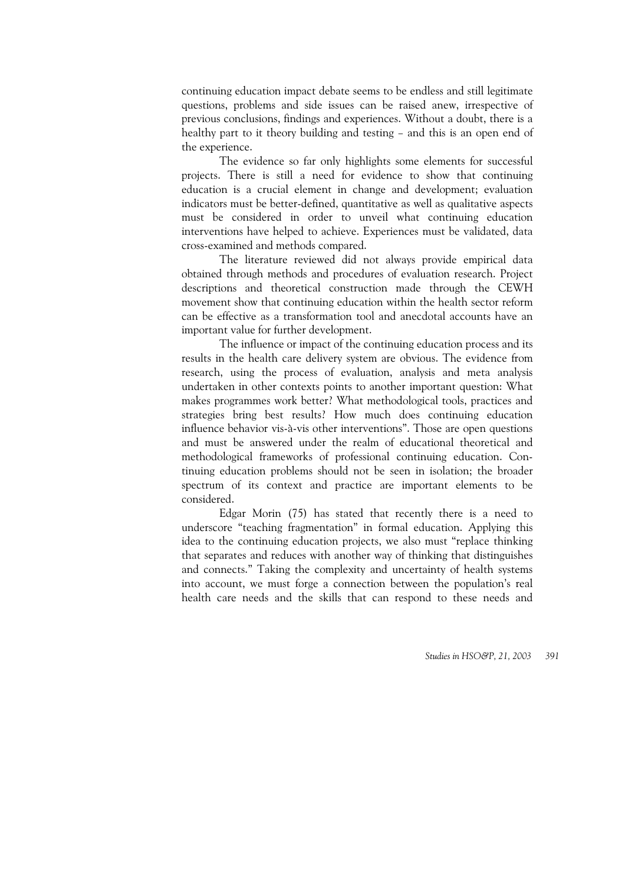continuing education impact debate seems to be endless and still legitimate questions, problems and side issues can be raised anew, irrespective of previous conclusions, findings and experiences. Without a doubt, there is a healthy part to it theory building and testing – and this is an open end of the experience.

The evidence so far only highlights some elements for successful projects. There is still a need for evidence to show that continuing education is a crucial element in change and development; evaluation indicators must be better-defined, quantitative as well as qualitative aspects must be considered in order to unveil what continuing education interventions have helped to achieve. Experiences must be validated, data cross-examined and methods compared.

The literature reviewed did not always provide empirical data obtained through methods and procedures of evaluation research. Project descriptions and theoretical construction made through the CEWH movement show that continuing education within the health sector reform can be effective as a transformation tool and anecdotal accounts have an important value for further development.

The influence or impact of the continuing education process and its results in the health care delivery system are obvious. The evidence from research, using the process of evaluation, analysis and meta analysis undertaken in other contexts points to another important question: What makes programmes work better? What methodological tools, practices and strategies bring best results? How much does continuing education influence behavior vis-à-vis other interventions". Those are open questions and must be answered under the realm of educational theoretical and methodological frameworks of professional continuing education. Continuing education problems should not be seen in isolation; the broader spectrum of its context and practice are important elements to be considered.

Edgar Morin (75) has stated that recently there is a need to underscore "teaching fragmentation" in formal education. Applying this idea to the continuing education projects, we also must "replace thinking that separates and reduces with another way of thinking that distinguishes and connects." Taking the complexity and uncertainty of health systems into account, we must forge a connection between the population's real health care needs and the skills that can respond to these needs and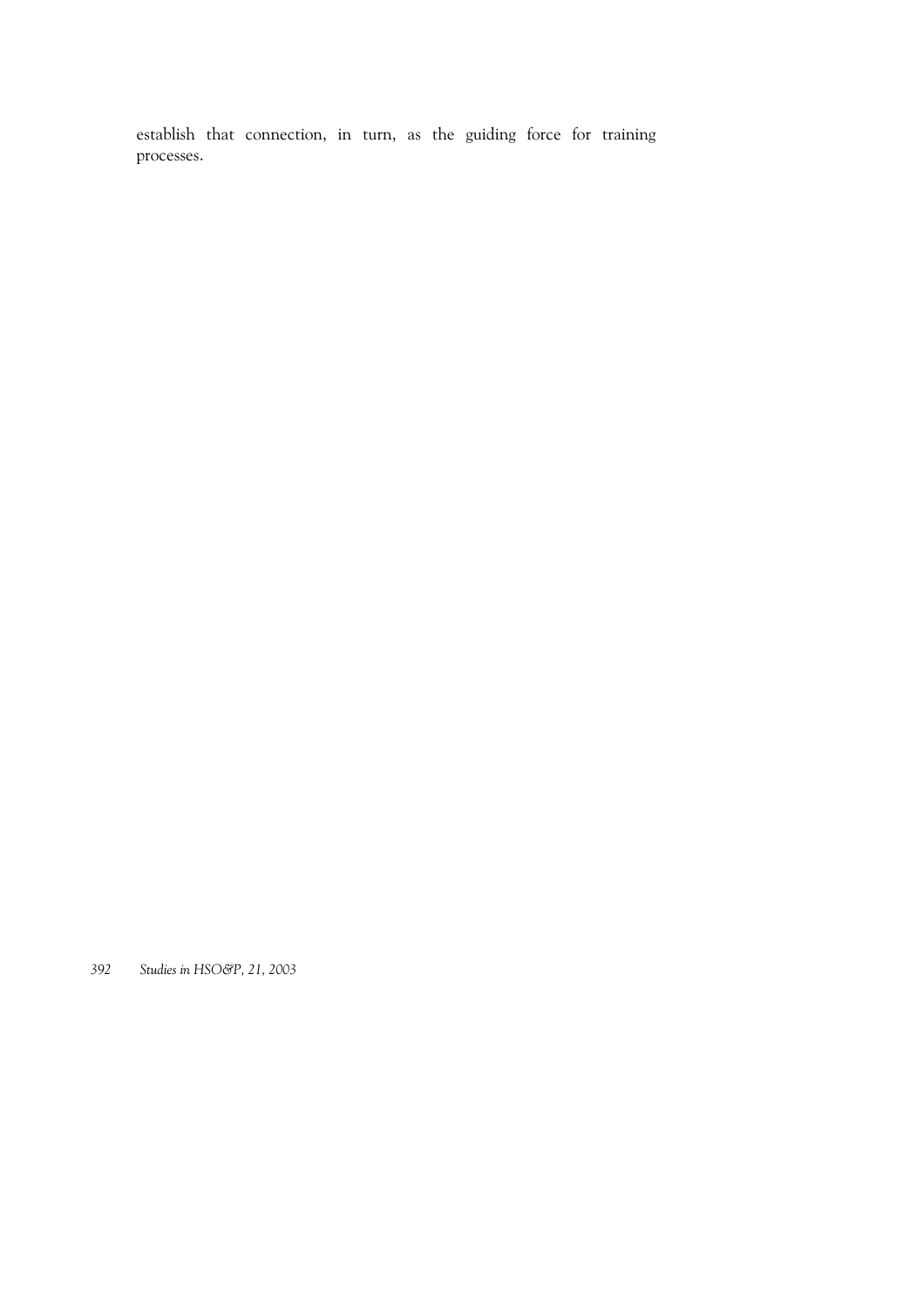establish that connection, in turn, as the guiding force for training processes.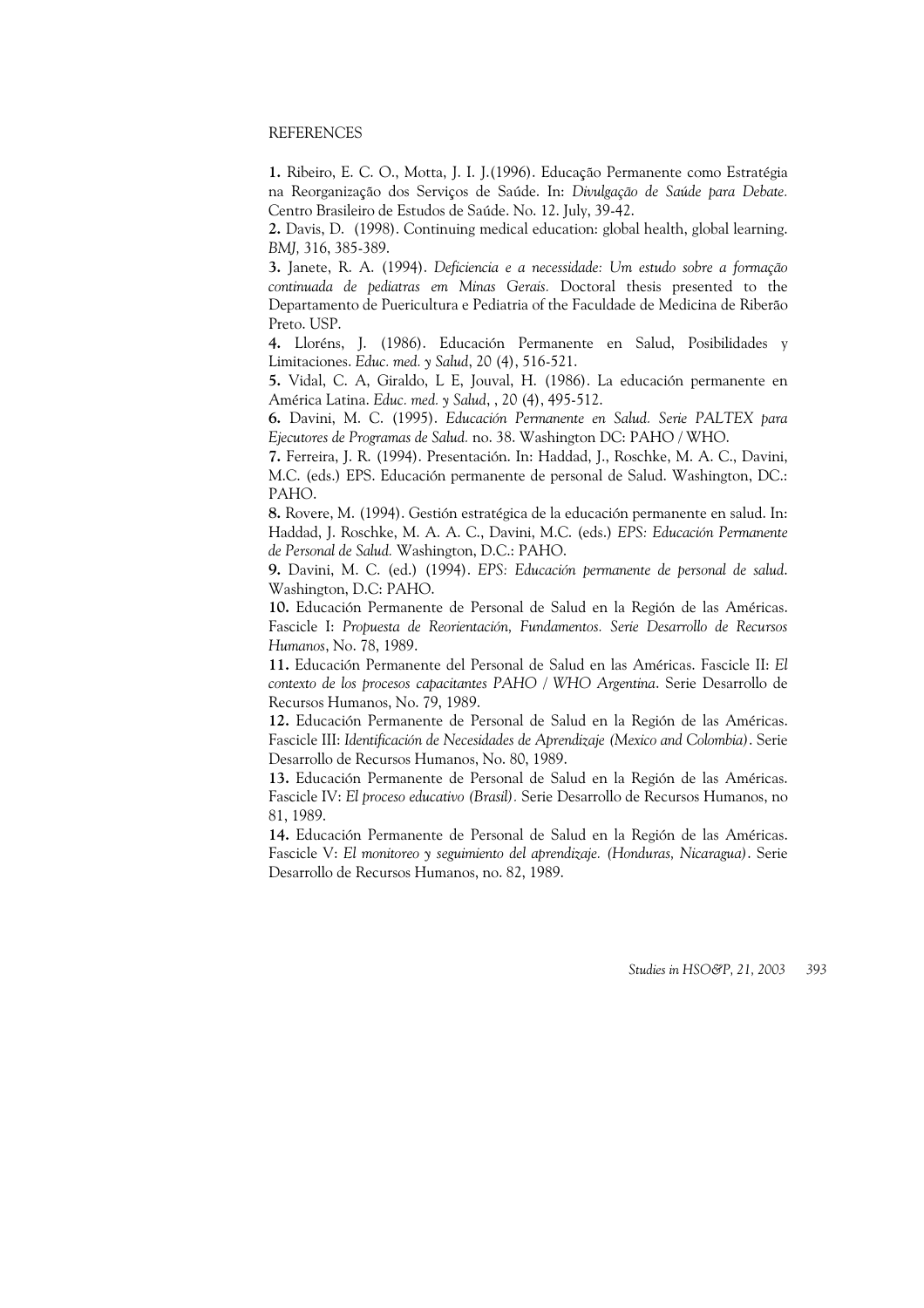REFERENCES

**1.** Ribeiro, E. C. O., Motta, J. I. J.(1996). Educação Permanente como Estratégia na Reorganização dos Serviços de Saúde. In: *Divulgação de Saúde para Debate.* Centro Brasileiro de Estudos de Saúde. No. 12. July, 39-42.

**2.** Davis, D. (1998). Continuing medical education: global health, global learning. *BMJ,* 316, 385-389.

**3.** Janete, R. A. (1994). *Deficiencia e a necessidade: Um estudo sobre a formação continuada de pediatras em Minas Gerais.* Doctoral thesis presented to the Departamento de Puericultura e Pediatria of the Faculdade de Medicina de Riberão Preto. USP.

**4.** Lloréns, J. (1986). Educación Permanente en Salud, Posibilidades y Limitaciones. *Educ. med. y Salud*, 20 (4), 516-521.

**5.** Vidal, C. A, Giraldo, L E, Jouval, H. (1986). La educación permanente en América Latina. *Educ. med. y Salud*, , 20 (4), 495-512.

**6.** Davini, M. C. (1995). *Educación Permanente en Salud. Serie PALTEX para Ejecutores de Programas de Salud.* no. 38. Washington DC: PAHO / WHO.

**7.** Ferreira, J. R. (1994). Presentación. In: Haddad, J., Roschke, M. A. C., Davini, M.C. (eds.) EPS. Educación permanente de personal de Salud. Washington, DC.: PAHO.

**8.** Rovere, M. (1994). Gestión estratégica de la educación permanente en salud. In: Haddad, J. Roschke, M. A. A. C., Davini, M.C. (eds.) *EPS: Educación Permanente de Personal de Salud.* Washington, D.C.: PAHO.

**9.** Davini, M. C. (ed.) (1994). *EPS: Educación permanente de personal de salud*. Washington, D.C: PAHO.

**10.** Educación Permanente de Personal de Salud en la Región de las Américas. Fascicle I: *Propuesta de Reorientación, Fundamentos. Serie Desarrollo de Recursos Humanos*, No. 78, 1989.

**11.** Educación Permanente del Personal de Salud en las Américas. Fascicle II: *El contexto de los procesos capacitantes PAHO / WHO Argentina*. Serie Desarrollo de Recursos Humanos, No. 79, 1989.

**12.** Educación Permanente de Personal de Salud en la Región de las Américas. Fascicle III: *Identificación de Necesidades de Aprendizaje (Mexico and Colombia)*. Serie Desarrollo de Recursos Humanos, No. 80, 1989.

**13.** Educación Permanente de Personal de Salud en la Región de las Américas. Fascicle IV: *El proceso educativo (Brasil).* Serie Desarrollo de Recursos Humanos, no 81, 1989.

**14.** Educación Permanente de Personal de Salud en la Región de las Américas. Fascicle V: *El monitoreo y seguimiento del aprendizaje. (Honduras, Nicaragua)*. Serie Desarrollo de Recursos Humanos, no. 82, 1989.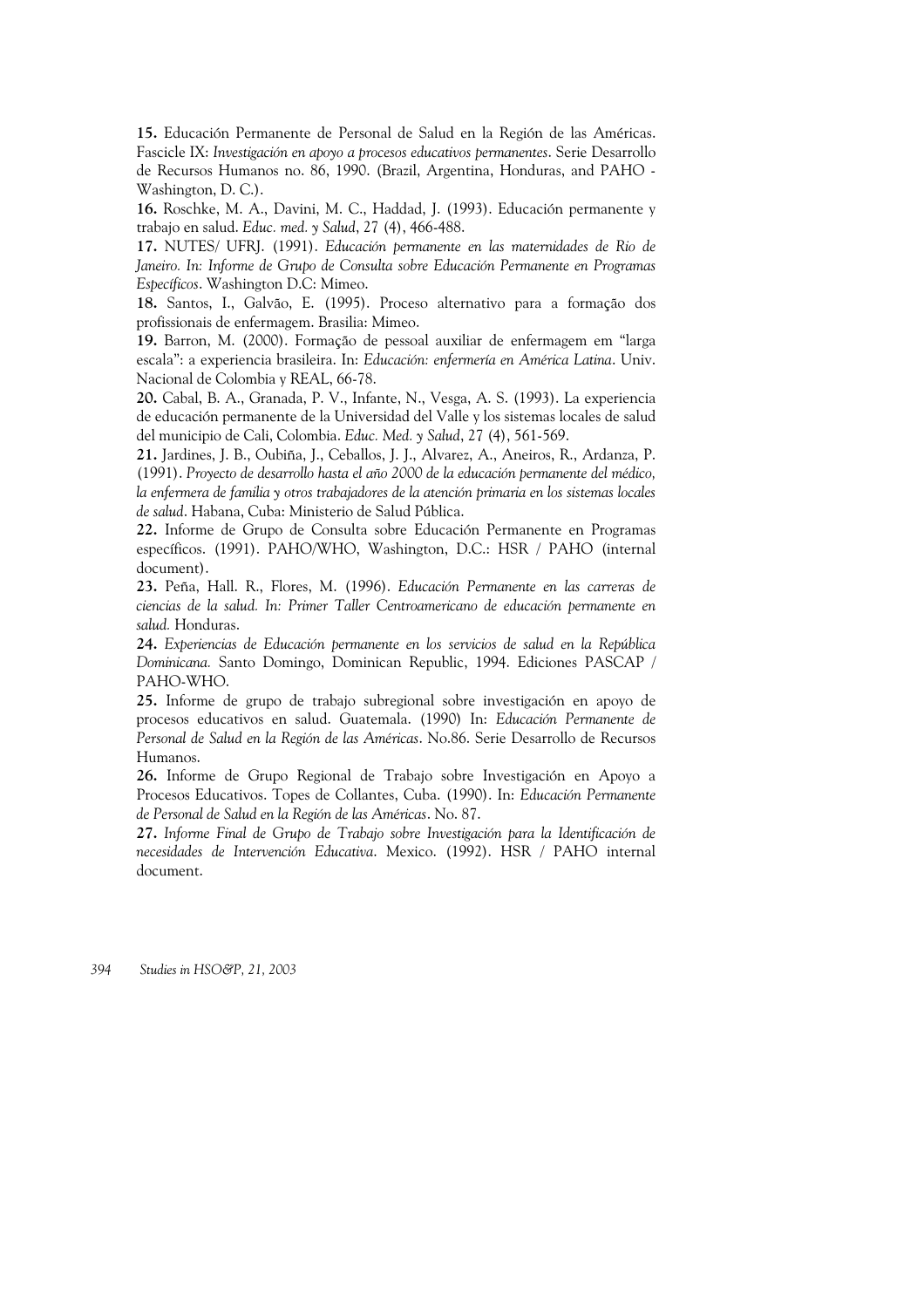**15.** Educación Permanente de Personal de Salud en la Región de las Américas. Fascicle IX: *Investigación en apoyo a procesos educativos permanentes*. Serie Desarrollo de Recursos Humanos no. 86, 1990. (Brazil, Argentina, Honduras, and PAHO - Washington, D. C.).

**16.** Roschke, M. A., Davini, M. C., Haddad, J. (1993). Educación permanente y trabajo en salud. *Educ. med. y Salud*, 27 (4), 466-488.

**17.** NUTES/ UFRJ. (1991). *Educación permanente en las maternidades de Rio de Janeiro. In: Informe de Grupo de Consulta sobre Educación Permanente en Programas Específicos*. Washington D.C: Mimeo.

**18.** Santos, I., Galvão, E. (1995). Proceso alternativo para a formação dos profissionais de enfermagem. Brasilia: Mimeo.

**19.** Barron, M. (2000). Formação de pessoal auxiliar de enfermagem em "larga escala": a experiencia brasileira. In: *Educación: enfermería en América Latina*. Univ. Nacional de Colombia y REAL, 66-78.

**20.** Cabal, B. A., Granada, P. V., Infante, N., Vesga, A. S. (1993). La experiencia de educación permanente de la Universidad del Valle y los sistemas locales de salud del municipio de Cali, Colombia. *Educ. Med. y Salud*, 27 (4), 561-569.

**21.** Jardines, J. B., Oubiña, J., Ceballos, J. J., Alvarez, A., Aneiros, R., Ardanza, P. (1991). *Proyecto de desarrollo hasta el año 2000 de la educación permanente del médico, la enfermera de familia y otros trabajadores de la atención primaria en los sistemas locales de salud*. Habana, Cuba: Ministerio de Salud Pública.

**22.** Informe de Grupo de Consulta sobre Educación Permanente en Programas específicos. (1991). PAHO/WHO, Washington, D.C.: HSR / PAHO (internal document).

**23.** Peña, Hall. R., Flores, M. (1996). *Educación Permanente en las carreras de ciencias de la salud. In: Primer Taller Centroamericano de educación permanente en salud.* Honduras.

**24.** *Experiencias de Educación permanente en los servicios de salud en la República Dominicana.* Santo Domingo, Dominican Republic, 1994. Ediciones PASCAP / PAHO-WHO.

**25.** Informe de grupo de trabajo subregional sobre investigación en apoyo de procesos educativos en salud. Guatemala. (1990) In: *Educación Permanente de Personal de Salud en la Región de las Américas*. No.86. Serie Desarrollo de Recursos Humanos.

**26.** Informe de Grupo Regional de Trabajo sobre Investigación en Apoyo a Procesos Educativos. Topes de Collantes, Cuba. (1990). In: *Educación Permanente de Personal de Salud en la Región de las Américas*. No. 87.

**27.** *Informe Final de Grupo de Trabajo sobre Investigación para la Identificación de necesidades de Intervención Educativa*. Mexico. (1992). HSR / PAHO internal document.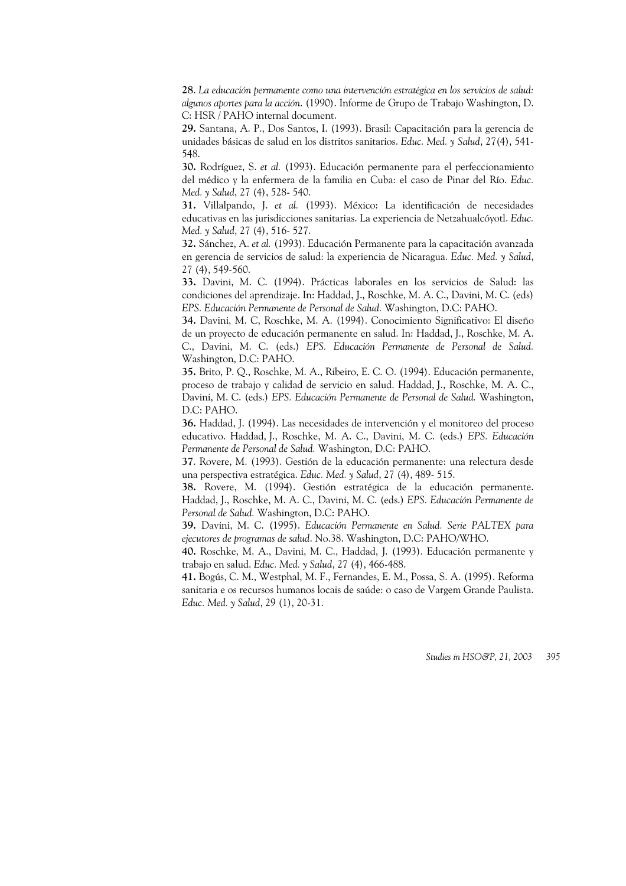**28**. *La educación permanente como una intervención estratégica en los servicios de salud: algunos aportes para la acción*. (1990). Informe de Grupo de Trabajo Washington, D. C: HSR / PAHO internal document.

**29.** Santana, A. P., Dos Santos, I. (1993). Brasil: Capacitación para la gerencia de unidades básicas de salud en los distritos sanitarios. *Educ. Med. y Salud*, 27(4), 541-548.

**30.** Rodríguez, S. *et al.* (1993). Educación permanente para el perfeccionamiento del médico y la enfermera de la familia en Cuba: el caso de Pinar del Río. *Educ. Med. y Salud*, 27 (4), 528- 540.

**31.** Villalpando, J. *et al.* (1993). México: La identificación de necesidades educativas en las jurisdicciones sanitarias. La experiencia de Netzahualcóyotl. *Educ. Med. y Salud*, 27 (4), 516- 527.

**32.** Sánchez, A. *et al.* (1993). Educación Permanente para la capacitación avanzada en gerencia de servicios de salud: la experiencia de Nicaragua. *Educ. Med. y Salud*, 27 (4), 549-560.

**33.** Davini, M. C. (1994). Prácticas laborales en los servicios de Salud: las condiciones del aprendizaje. In: Haddad, J., Roschke, M. A. C., Davini, M. C. (eds) *EPS. Educación Permanente de Personal de Salud.* Washington, D.C: PAHO.

**34.** Davini, M. C, Roschke, M. A. (1994). Conocimiento Significativo: El diseño de un proyecto de educación permanente en salud. In: Haddad, J., Roschke, M. A. C., Davini, M. C. (eds.) *EPS. Educación Permanente de Personal de Salud.* Washington, D.C: PAHO.

**35.** Brito, P. Q., Roschke, M. A., Ribeiro, E. C. O. (1994). Educación permanente, proceso de trabajo y calidad de servicio en salud. Haddad, J., Roschke, M. A. C., Davini, M. C. (eds.) *EPS. Educación Permanente de Personal de Salud.* Washington, D.C: PAHO.

**36.** Haddad, J. (1994). Las necesidades de intervención y el monitoreo del proceso educativo. Haddad, J., Roschke, M. A. C., Davini, M. C. (eds.) *EPS. Educación Permanente de Personal de Salud.* Washington, D.C: PAHO.

**37**. Rovere, M. (1993). Gestión de la educación permanente: una relectura desde una perspectiva estratégica. *Educ. Med. y Salud*, 27 (4), 489- 515.

**38.** Rovere, M. (1994). Gestión estratégica de la educación permanente. Haddad, J., Roschke, M. A. C., Davini, M. C. (eds.) *EPS. Educación Permanente de Personal de Salud.* Washington, D.C: PAHO.

**39.** Davini, M. C. (1995). *Educación Permanente en Salud. Serie PALTEX para ejecutores de programas de salud*. No.38. Washington, D.C: PAHO/WHO.

**40.** Roschke, M. A., Davini, M. C., Haddad, J. (1993). Educación permanente y trabajo en salud. *Educ. Med. y Salud*, 27 (4), 466-488.

**41.** Bogús, C. M., Westphal, M. F., Fernandes, E. M., Possa, S. A. (1995). Reforma sanitaria e os recursos humanos locais de saúde: o caso de Vargem Grande Paulista. *Educ. Med. y Salud*, 29 (1), 20-31.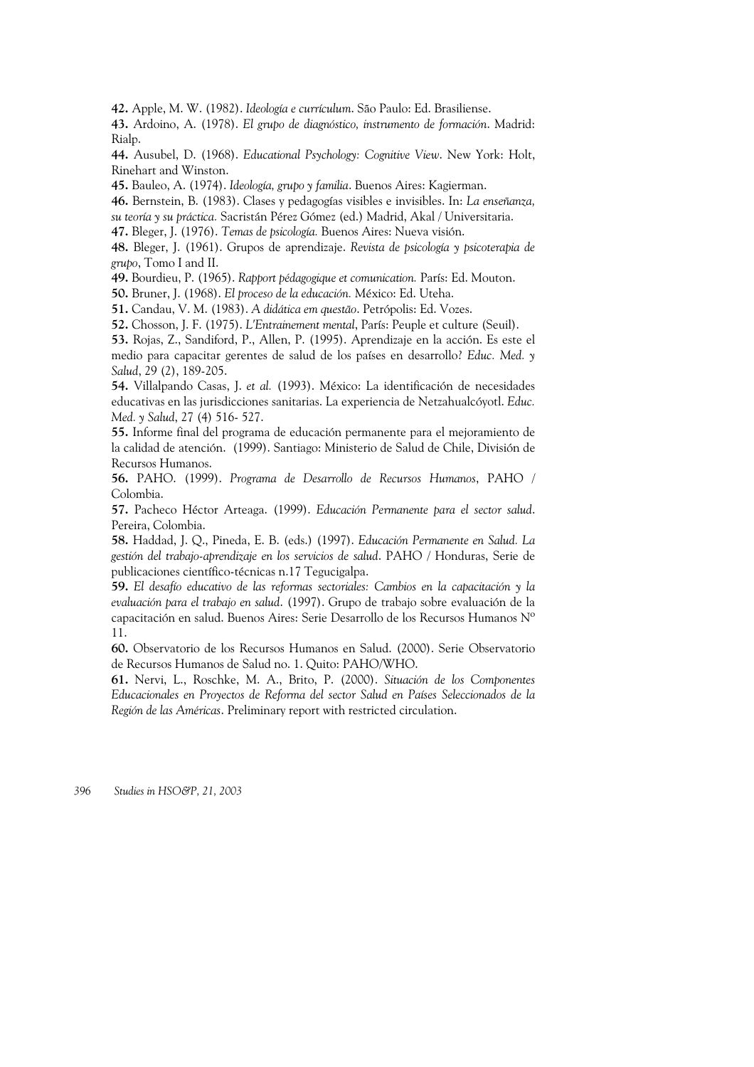**42.** Apple, M. W. (1982). *Ideología e currículum*. São Paulo: Ed. Brasiliense.

**43.** Ardoino, A. (1978). *El grupo de diagnóstico, instrumento de formación*. Madrid: Rialp.

**44.** Ausubel, D. (1968). *Educational Psychology: Cognitive View*. New York: Holt, Rinehart and Winston.

**45.** Bauleo, A. (1974). *Ideología, grupo y familia*. Buenos Aires: Kagierman.

**46.** Bernstein, B. (1983). Clases y pedagogías visibles e invisibles. In: *La enseñanza, su teoría y su práctica.* Sacristán Pérez Gómez (ed.) Madrid, Akal / Universitaria.

**47.** Bleger, J. (1976). *Temas de psicología.* Buenos Aires: Nueva visión.

**48.** Bleger, J. (1961). Grupos de aprendizaje. *Revista de psicología y psicoterapia de grupo*, Tomo I and II.

**49.** Bourdieu, P. (1965). *Rapport pédagogique et comunication.* París: Ed. Mouton.

**50.** Bruner, J. (1968). *El proceso de la educación.* México: Ed. Uteha.

**51.** Candau, V. M. (1983). *A didática em questão*. Petrópolis: Ed. Vozes.

**52.** Chosson, J. F. (1975). *L'Entrainement mental*, París: Peuple et culture (Seuil).

**53.** Rojas, Z., Sandiford, P., Allen, P. (1995). Aprendizaje en la acción. Es este el medio para capacitar gerentes de salud de los países en desarrollo? *Educ. Med. y Salud*, 29 (2), 189-205.

**54.** Villalpando Casas, J. *et al.* (1993). México: La identificación de necesidades educativas en las jurisdicciones sanitarias. La experiencia de Netzahualcóyotl. *Educ. Med. y Salud*, 27 (4) 516- 527.

**55.** Informe final del programa de educación permanente para el mejoramiento de la calidad de atención. (1999). Santiago: Ministerio de Salud de Chile, División de Recursos Humanos.

**56.** PAHO. (1999). *Programa de Desarrollo de Recursos Humanos*, PAHO / Colombia.

**57.** Pacheco Héctor Arteaga. (1999). *Educación Permanente para el sector salud*. Pereira, Colombia.

**58.** Haddad, J. Q., Pineda, E. B. (eds.) (1997). *Educación Permanente en Salud. La gestión del trabajo-aprendizaje en los servicios de salud*. PAHO / Honduras, Serie de publicaciones científico-técnicas n.17 Tegucigalpa.

**59.** *El desafío educativo de las reformas sectoriales: Cambios en la capacitación y la evaluación para el trabajo en salud*. (1997). Grupo de trabajo sobre evaluación de la capacitación en salud. Buenos Aires: Serie Desarrollo de los Recursos Humanos Nº 11.

**60.** Observatorio de los Recursos Humanos en Salud. (2000). Serie Observatorio de Recursos Humanos de Salud no. 1. Quito: PAHO/WHO.

**61.** Nervi, L., Roschke, M. A., Brito, P. (2000). *Situación de los Componentes Educacionales en Proyectos de Reforma del sector Salud en Países Seleccionados de la Región de las Américas*. Preliminary report with restricted circulation.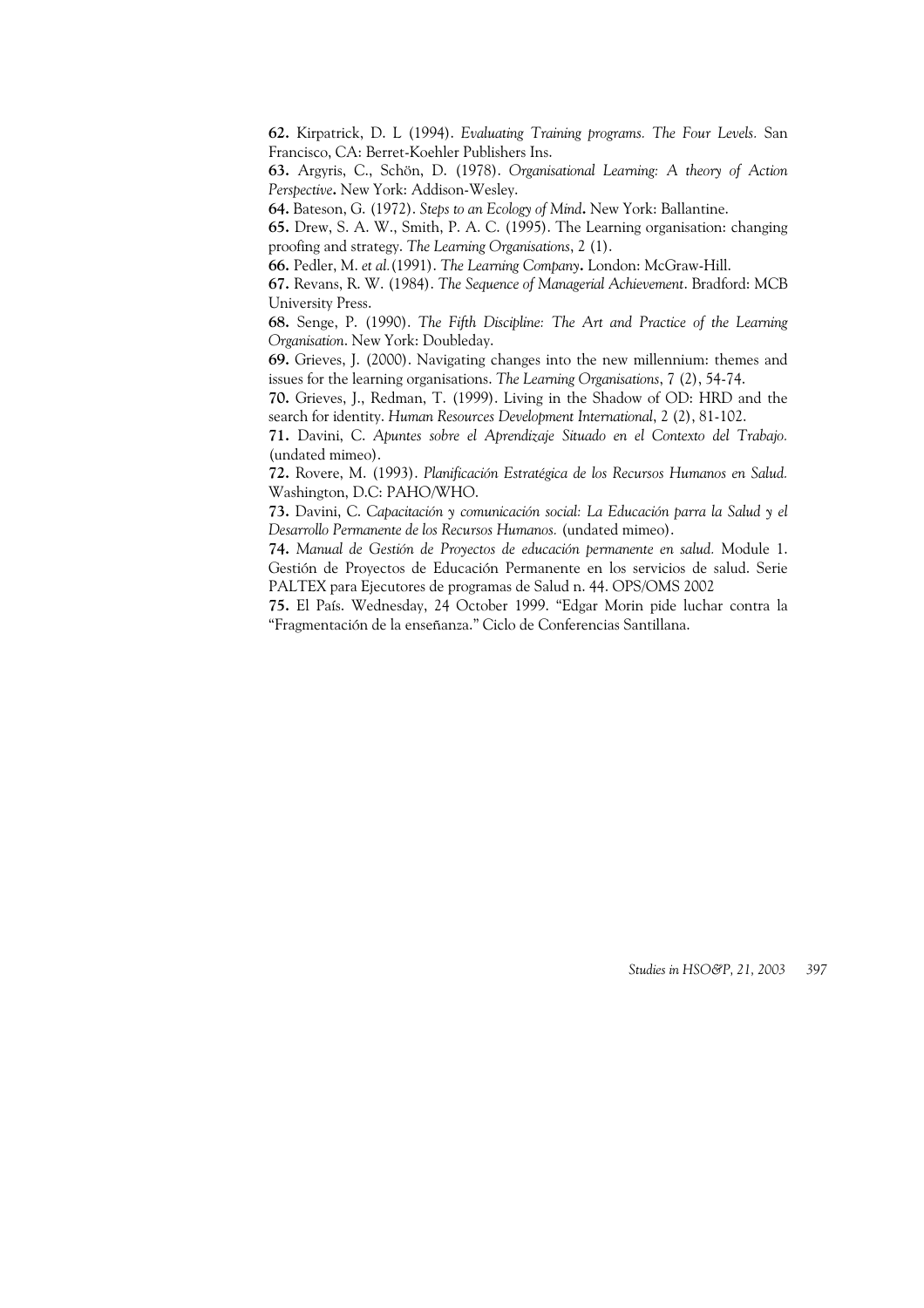**62.** Kirpatrick, D. L (1994). *Evaluating Training programs. The Four Levels.* San Francisco, CA: Berret-Koehler Publishers Ins.

**63.** Argyris, C., Schön, D. (1978). *Organisational Learning: A theory of Action Perspective***.** New York: Addison-Wesley.

**64.** Bateson, G. (1972). *Steps to an Ecology of Mind***.** New York: Ballantine.

**65.** Drew, S. A. W., Smith, P. A. C. (1995). The Learning organisation: changing proofing and strategy. *The Learning Organisations*, 2 (1).

**66.** Pedler, M. *et al.*(1991). *The Learning Company***.** London: McGraw-Hill.

**67.** Revans, R. W. (1984). *The Sequence of Managerial Achievement*. Bradford: MCB University Press.

**68.** Senge, P. (1990). *The Fifth Discipline: The Art and Practice of the Learning Organisation*. New York: Doubleday.

**69.** Grieves, J. (2000). Navigating changes into the new millennium: themes and issues for the learning organisations. *The Learning Organisations*, 7 (2), 54-74.

**70.** Grieves, J., Redman, T. (1999). Living in the Shadow of OD: HRD and the search for identity. *Human Resources Development International*, 2 (2), 81-102.

**71.** Davini, C. *Apuntes sobre el Aprendizaje Situado en el Contexto del Trabajo.* (undated mimeo).

**72.** Rovere, M. (1993). *Planificación Estratégica de los Recursos Humanos en Salud.* Washington, D.C: PAHO/WHO.

**73.** Davini, C. *Capacitación y comunicación social: La Educación parra la Salud y el Desarrollo Permanente de los Recursos Humanos.* (undated mimeo).

**74.** *Manual de Gestión de Proyectos de educación permanente en salud.* Module 1. Gestión de Proyectos de Educación Permanente en los servicios de salud. Serie PALTEX para Ejecutores de programas de Salud n. 44. OPS/OMS 2002

**75.** El País. Wednesday, 24 October 1999. "Edgar Morin pide luchar contra la "Fragmentación de la enseñanza." Ciclo de Conferencias Santillana.